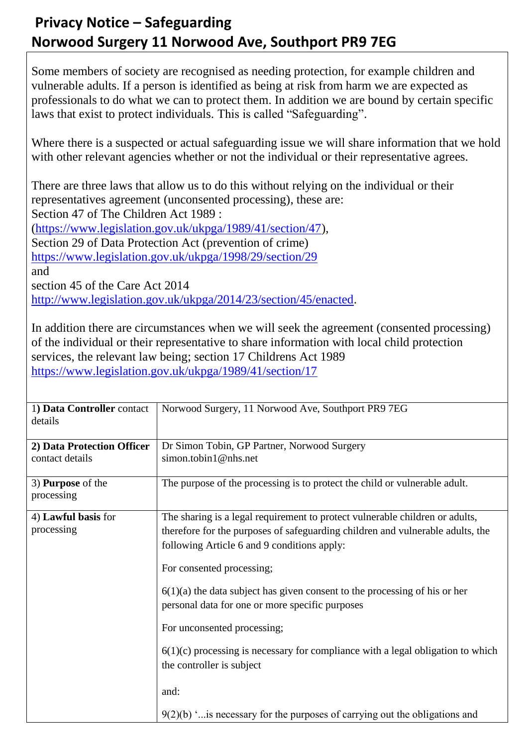# Privacy Notice – Safeguarding
# Norwood Surgery 11 Norwood Ave, Southport PR9 7EG

Some members of society are recognised as needing protection, for example children and vulnerable adults. If a person is identified as being at risk from harm we are expected as professionals to do what we can to protect them. In addition we are bound by certain specific laws that exist to protect individuals. This is called "Safeguarding".

Where there is a suspected or actual safeguarding issue we will share information that we hold with other relevant agencies whether or not the individual or their representative agrees.

There are three laws that allow us to do this without relying on the individual or their representatives agreement (unconsented processing), these are:
Section 47 of The Children Act 1989 :
(https://www.legislation.gov.uk/ukpga/1989/41/section/47),
Section 29 of Data Protection Act (prevention of crime)
https://www.legislation.gov.uk/ukpga/1998/29/section/29
and
section 45 of the Care Act 2014
http://www.legislation.gov.uk/ukpga/2014/23/section/45/enacted.

In addition there are circumstances when we will seek the agreement (consented processing) of the individual or their representative to share information with local child protection services, the relevant law being; section 17 Childrens Act 1989
https://www.legislation.gov.uk/ukpga/1989/41/section/17

| | |
|---|---|
| 1) **Data Controller** contact details | Norwood Surgery, 11 Norwood Ave, Southport PR9 7EG |
| **2) Data Protection Officer** contact details | Dr Simon Tobin, GP Partner, Norwood Surgery<br>simon.tobin1@nhs.net |
| 3) **Purpose** of the processing | The purpose of the processing is to protect the child or vulnerable adult. |
| 4) **Lawful basis** for processing | The sharing is a legal requirement to protect vulnerable children or adults, therefore for the purposes of safeguarding children and vulnerable adults, the following Article 6 and 9 conditions apply:<br><br>For consented processing;<br><br>6(1)(a) the data subject has given consent to the processing of his or her personal data for one or more specific purposes<br><br>For unconsented processing;<br><br>6(1)(c) processing is necessary for compliance with a legal obligation to which the controller is subject<br><br>and:<br><br>9(2)(b) '...is necessary for the purposes of carrying out the obligations and |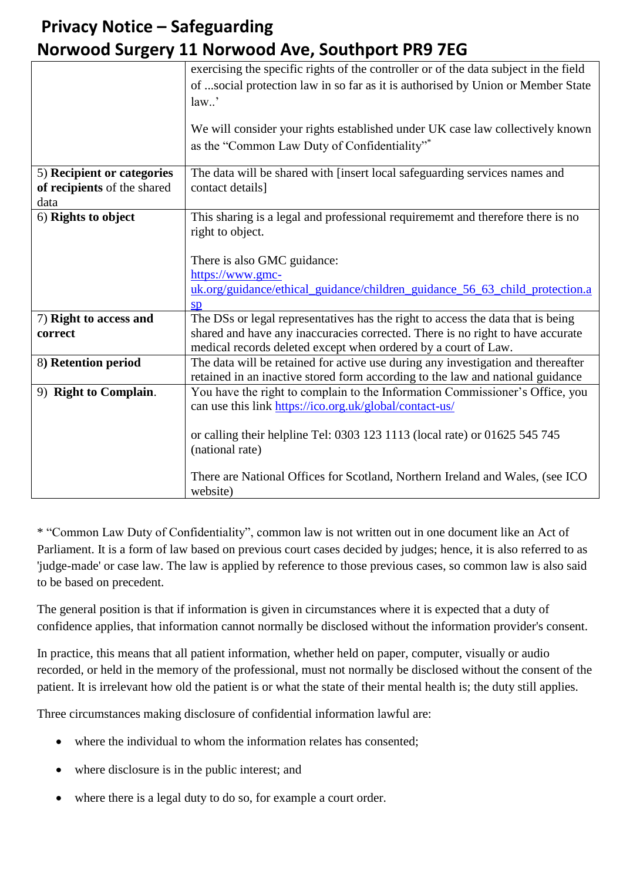# Privacy Notice – Safeguarding

## Norwood Surgery 11 Norwood Ave, Southport PR9 7EG

| | |
|---|---|
| | exercising the specific rights of the controller or of the data subject in the field of ...social protection law in so far as it is authorised by Union or Member State law..'<br><br>We will consider your rights established under UK case law collectively known as the "Common Law Duty of Confidentiality"* |
| 5) **Recipient or categories of recipients** of the shared data | The data will be shared with [insert local safeguarding services names and contact details] |
| 6) **Rights to object** | This sharing is a legal and professional requirememt and therefore there is no right to object.<br><br>There is also GMC guidance: https://www.gmc-uk.org/guidance/ethical_guidance/children_guidance_56_63_child_protection.asp |
| 7) **Right to access and correct** | The DSs or legal representatives has the right to access the data that is being shared and have any inaccuracies corrected. There is no right to have accurate medical records deleted except when ordered by a court of Law. |
| 8**) Retention period** | The data will be retained for active use during any investigation and thereafter retained in an inactive stored form according to the law and national guidance |
| 9) **Right to Complain**. | You have the right to complain to the Information Commissioner's Office, you can use this link https://ico.org.uk/global/contact-us/<br><br>or calling their helpline Tel: 0303 123 1113 (local rate) or 01625 545 745 (national rate)<br><br>There are National Offices for Scotland, Northern Ireland and Wales, (see ICO website) |

* "Common Law Duty of Confidentiality", common law is not written out in one document like an Act of Parliament. It is a form of law based on previous court cases decided by judges; hence, it is also referred to as 'judge-made' or case law. The law is applied by reference to those previous cases, so common law is also said to be based on precedent.

The general position is that if information is given in circumstances where it is expected that a duty of confidence applies, that information cannot normally be disclosed without the information provider's consent.

In practice, this means that all patient information, whether held on paper, computer, visually or audio recorded, or held in the memory of the professional, must not normally be disclosed without the consent of the patient. It is irrelevant how old the patient is or what the state of their mental health is; the duty still applies.

Three circumstances making disclosure of confidential information lawful are:

- where the individual to whom the information relates has consented;
- where disclosure is in the public interest; and
- where there is a legal duty to do so, for example a court order.